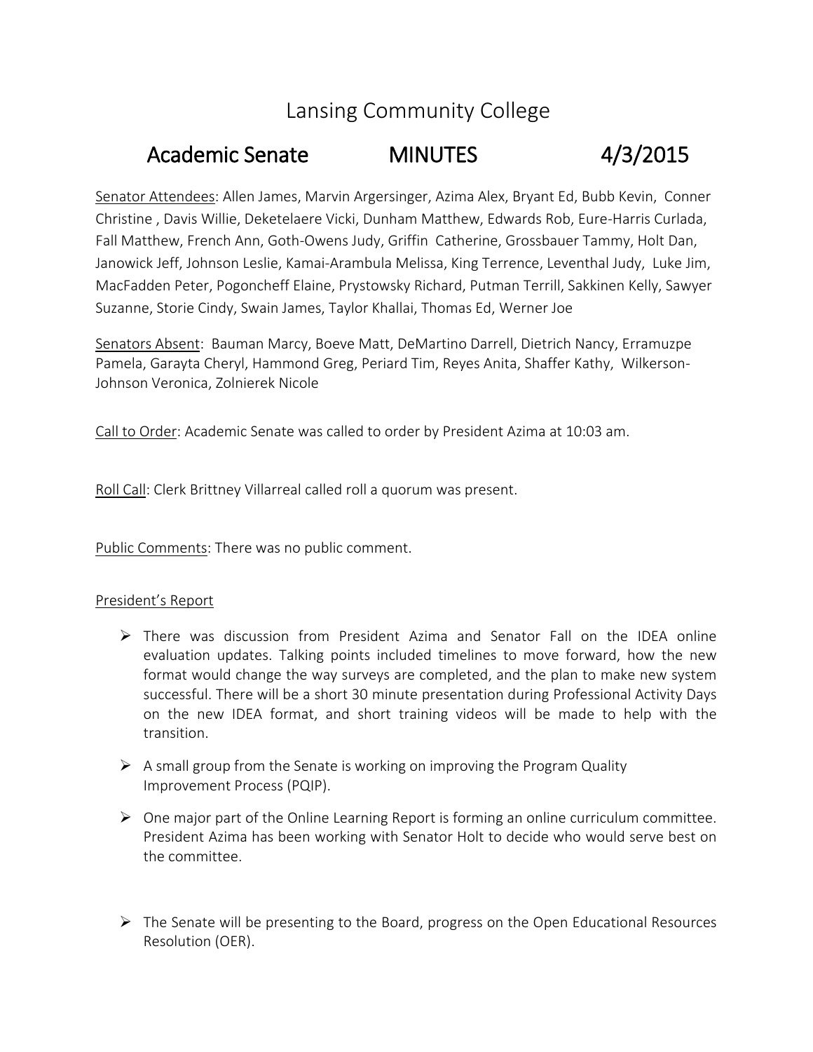# Lansing Community College

## Academic Senate MINUTES 4/3/2015

Senator Attendees: Allen James, Marvin Argersinger, Azima Alex, Bryant Ed, Bubb Kevin, Conner Christine , Davis Willie, Deketelaere Vicki, Dunham Matthew, Edwards Rob, Eure-Harris Curlada, Fall Matthew, French Ann, Goth-Owens Judy, Griffin Catherine, Grossbauer Tammy, Holt Dan, Janowick Jeff, Johnson Leslie, Kamai-Arambula Melissa, King Terrence, Leventhal Judy, Luke Jim, MacFadden Peter, Pogoncheff Elaine, Prystowsky Richard, Putman Terrill, Sakkinen Kelly, Sawyer Suzanne, Storie Cindy, Swain James, Taylor Khallai, Thomas Ed, Werner Joe

Senators Absent: Bauman Marcy, Boeve Matt, DeMartino Darrell, Dietrich Nancy, Erramuzpe Pamela, Garayta Cheryl, Hammond Greg, Periard Tim, Reyes Anita, Shaffer Kathy, Wilkerson-Johnson Veronica, Zolnierek Nicole

Call to Order: Academic Senate was called to order by President Azima at 10:03 am.

Roll Call: Clerk Brittney Villarreal called roll a quorum was present.

Public Comments: There was no public comment.

President's Report

- There was discussion from President Azima and Senator Fall on the IDEA online evaluation updates. Talking points included timelines to move forward, how the new format would change the way surveys are completed, and the plan to make new system successful. There will be a short 30 minute presentation during Professional Activity Days on the new IDEA format, and short training videos will be made to help with the transition.
- A small group from the Senate is working on improving the Program Quality Improvement Process (PQIP).
- One major part of the Online Learning Report is forming an online curriculum committee. President Azima has been working with Senator Holt to decide who would serve best on the committee.
- The Senate will be presenting to the Board, progress on the Open Educational Resources Resolution (OER).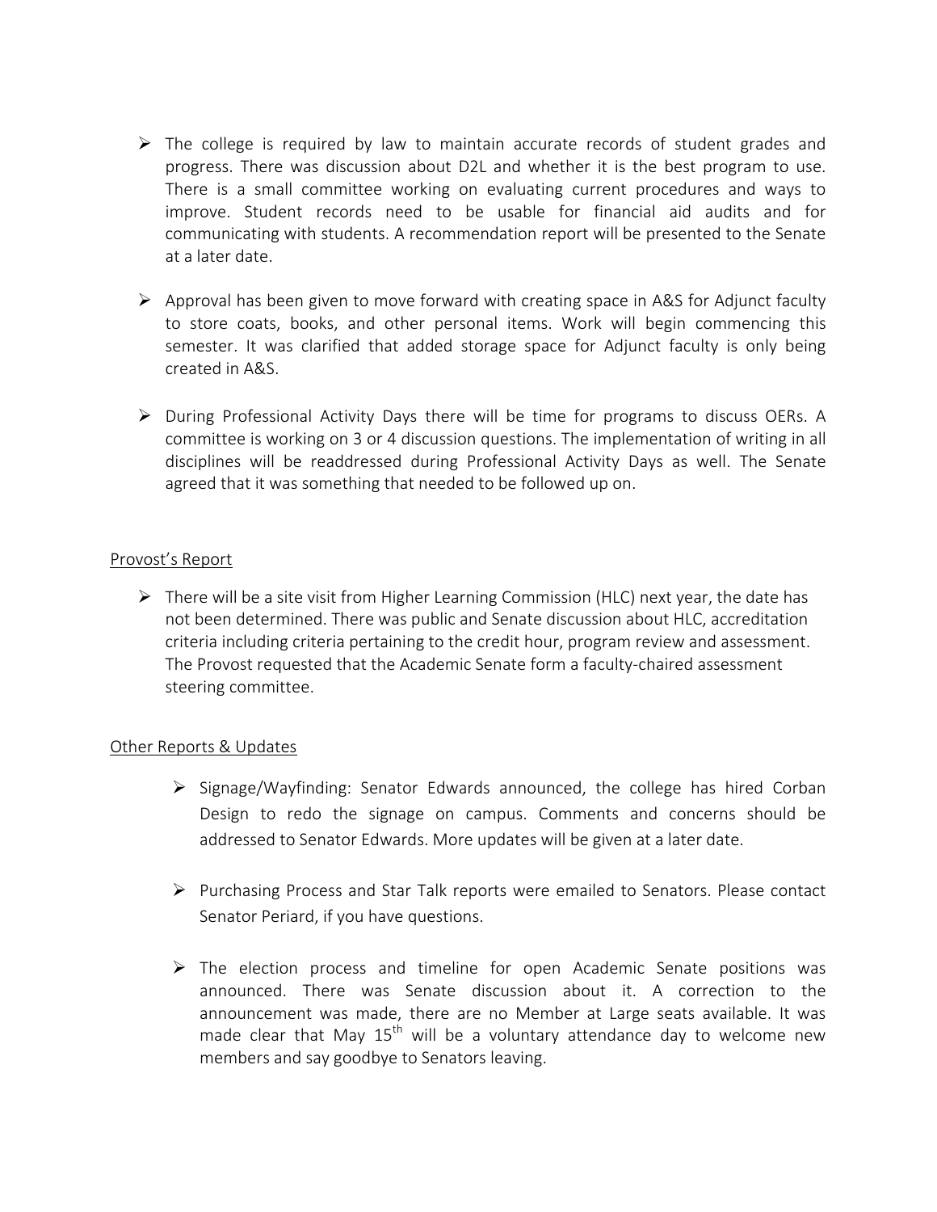- The college is required by law to maintain accurate records of student grades and progress. There was discussion about D2L and whether it is the best program to use. There is a small committee working on evaluating current procedures and ways to improve. Student records need to be usable for financial aid audits and for communicating with students. A recommendation report will be presented to the Senate at a later date.

- Approval has been given to move forward with creating space in A&S for Adjunct faculty to store coats, books, and other personal items. Work will begin commencing this semester. It was clarified that added storage space for Adjunct faculty is only being created in A&S.

- During Professional Activity Days there will be time for programs to discuss OERs. A committee is working on 3 or 4 discussion questions. The implementation of writing in all disciplines will be readdressed during Professional Activity Days as well. The Senate agreed that it was something that needed to be followed up on.

<u>Provost's Report</u>

- There will be a site visit from Higher Learning Commission (HLC) next year, the date has not been determined. There was public and Senate discussion about HLC, accreditation criteria including criteria pertaining to the credit hour, program review and assessment. The Provost requested that the Academic Senate form a faculty-chaired assessment steering committee.

<u>Other Reports & Updates</u>

- Signage/Wayfinding: Senator Edwards announced, the college has hired Corban Design to redo the signage on campus. Comments and concerns should be addressed to Senator Edwards. More updates will be given at a later date.

- Purchasing Process and Star Talk reports were emailed to Senators. Please contact Senator Periard, if you have questions.

- The election process and timeline for open Academic Senate positions was announced. There was Senate discussion about it. A correction to the announcement was made, there are no Member at Large seats available. It was made clear that May 15th will be a voluntary attendance day to welcome new members and say goodbye to Senators leaving.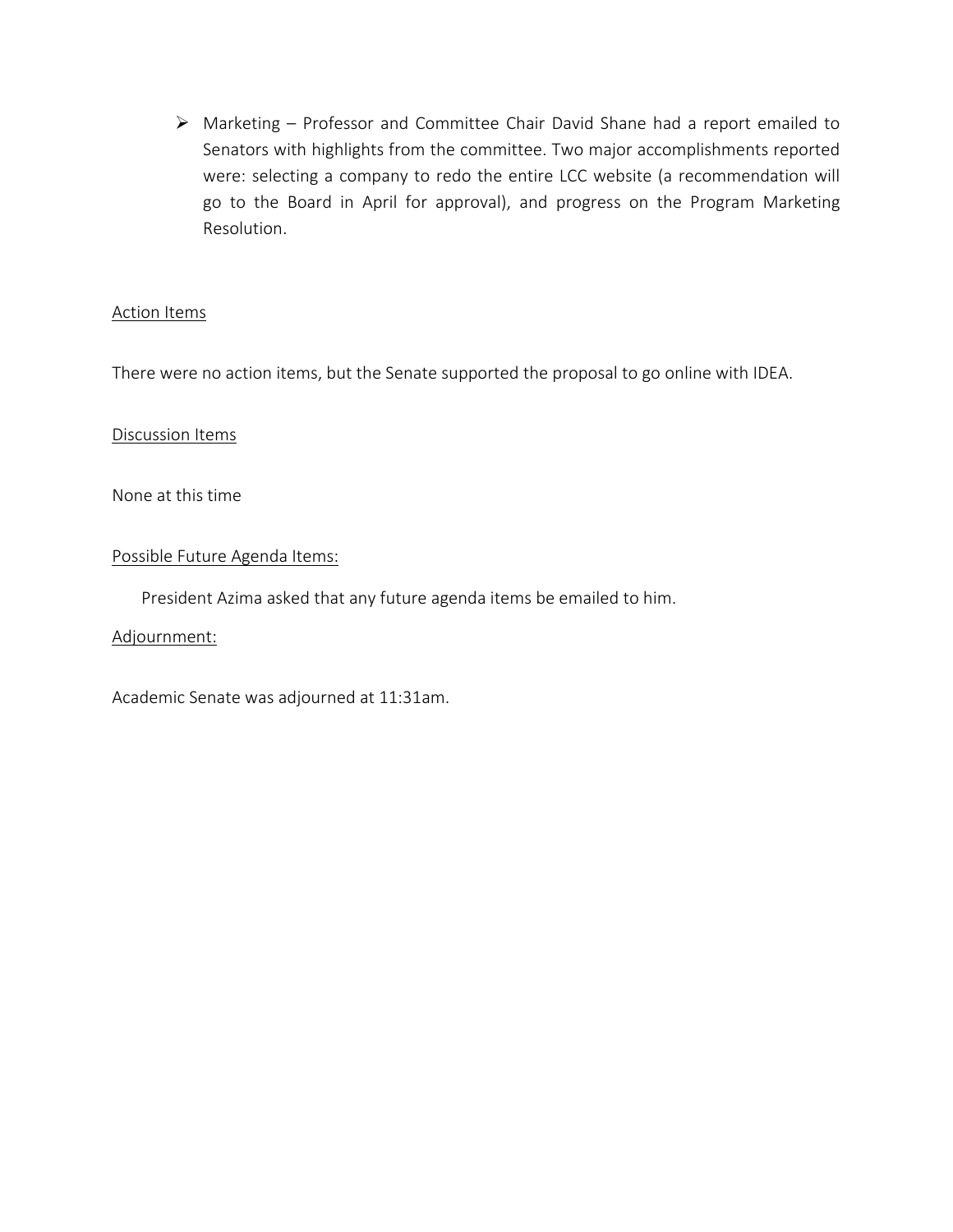- Marketing – Professor and Committee Chair David Shane had a report emailed to Senators with highlights from the committee. Two major accomplishments reported were: selecting a company to redo the entire LCC website (a recommendation will go to the Board in April for approval), and progress on the Program Marketing Resolution.

Action Items

There were no action items, but the Senate supported the proposal to go online with IDEA.

Discussion Items

None at this time

Possible Future Agenda Items:

President Azima asked that any future agenda items be emailed to him.

Adjournment:

Academic Senate was adjourned at 11:31am.